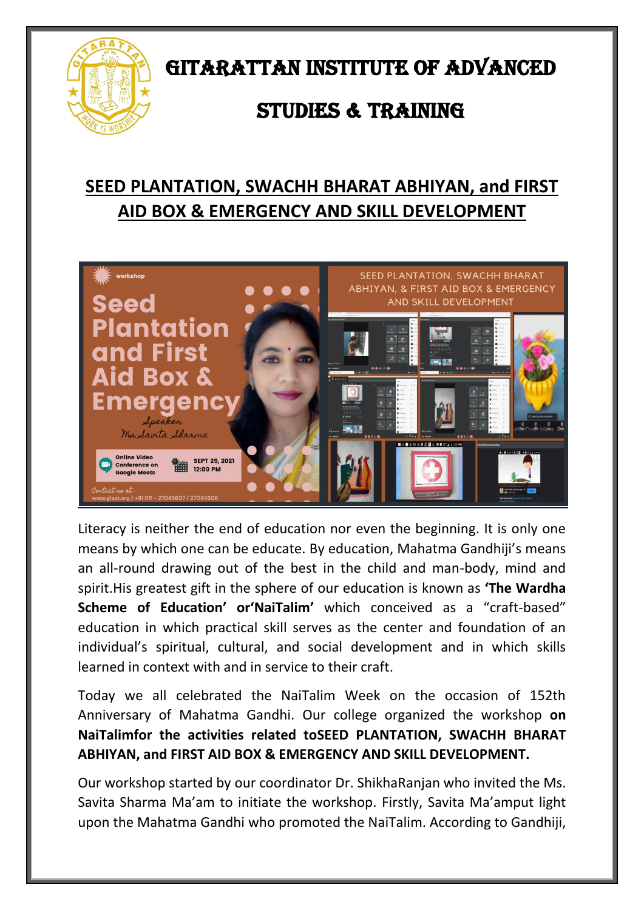# GITARATTAN INSTITUTE OF ADVANCED STUDIES & TRAINING

## SEED PLANTATION, SWACHH BHARAT ABHIYAN, and FIRST AID BOX & EMERGENCY AND SKILL DEVELOPMENT

Literacy is neither the end of education nor even the beginning. It is only one means by which one can be educate. By education, Mahatma Gandhiji's means an all-round drawing out of the best in the child and man-body, mind and spirit.His greatest gift in the sphere of our education is known as **'The Wardha Scheme of Education' or'NaiTalim'** which conceived as a "craft-based" education in which practical skill serves as the center and foundation of an individual's spiritual, cultural, and social development and in which skills learned in context with and in service to their craft.

Today we all celebrated the NaiTalim Week on the occasion of 152th Anniversary of Mahatma Gandhi. Our college organized the workshop **on NaiTalimfor the activities related toSEED PLANTATION, SWACHH BHARAT ABHIYAN, and FIRST AID BOX & EMERGENCY AND SKILL DEVELOPMENT.**

Our workshop started by our coordinator Dr. ShikhaRanjan who invited the Ms. Savita Sharma Ma'am to initiate the workshop. Firstly, Savita Ma'amput light upon the Mahatma Gandhi who promoted the NaiTalim. According to Gandhiji,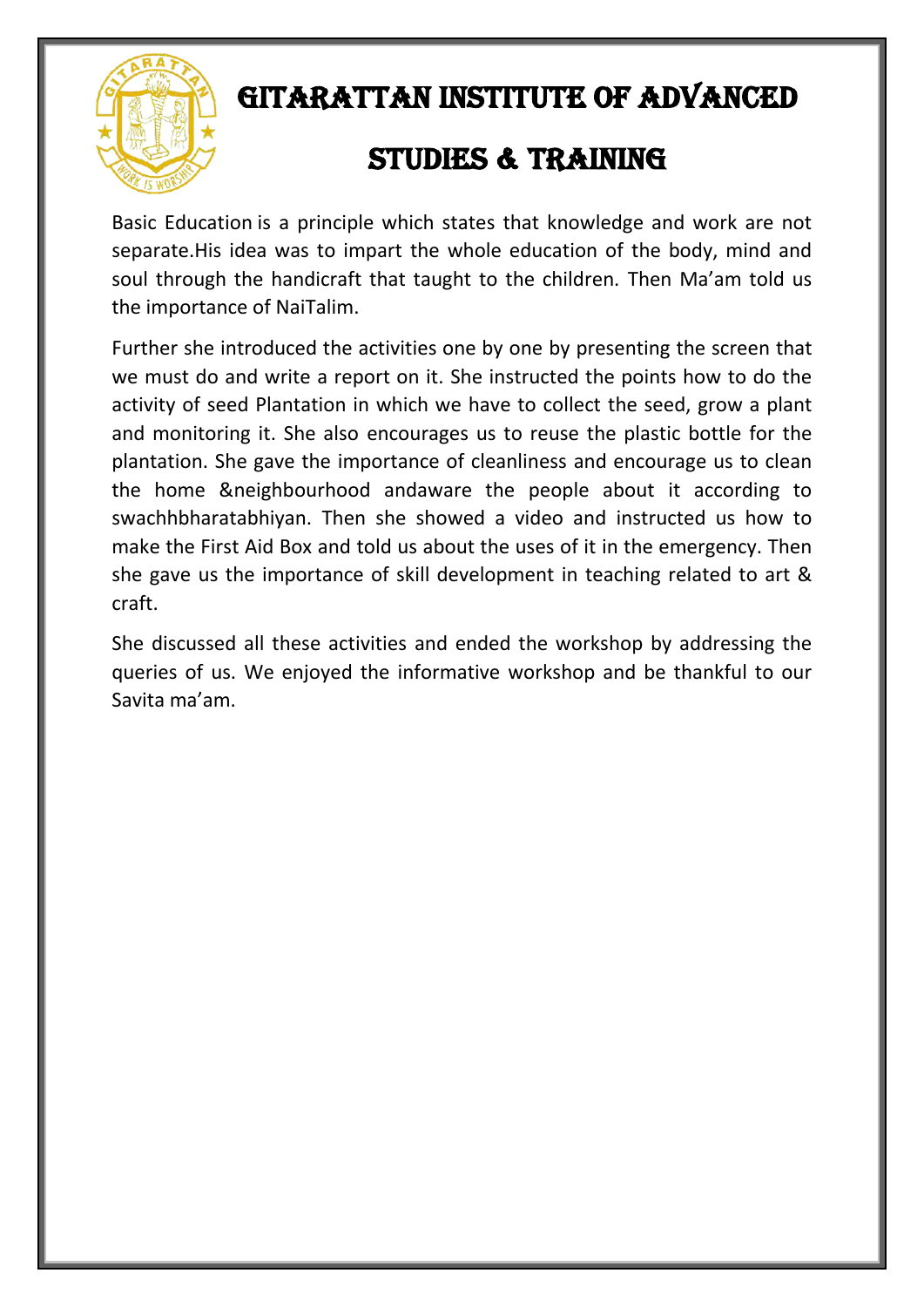# GITARATTAN INSTITUTE OF ADVANCED STUDIES & TRAINING

Basic Education is a principle which states that knowledge and work are not separate.His idea was to impart the whole education of the body, mind and soul through the handicraft that taught to the children. Then Ma'am told us the importance of NaiTalim.

Further she introduced the activities one by one by presenting the screen that we must do and write a report on it. She instructed the points how to do the activity of seed Plantation in which we have to collect the seed, grow a plant and monitoring it. She also encourages us to reuse the plastic bottle for the plantation. She gave the importance of cleanliness and encourage us to clean the home &neighbourhood andaware the people about it according to swachhbharatabhiyan. Then she showed a video and instructed us how to make the First Aid Box and told us about the uses of it in the emergency. Then she gave us the importance of skill development in teaching related to art & craft.

She discussed all these activities and ended the workshop by addressing the queries of us. We enjoyed the informative workshop and be thankful to our Savita ma'am.